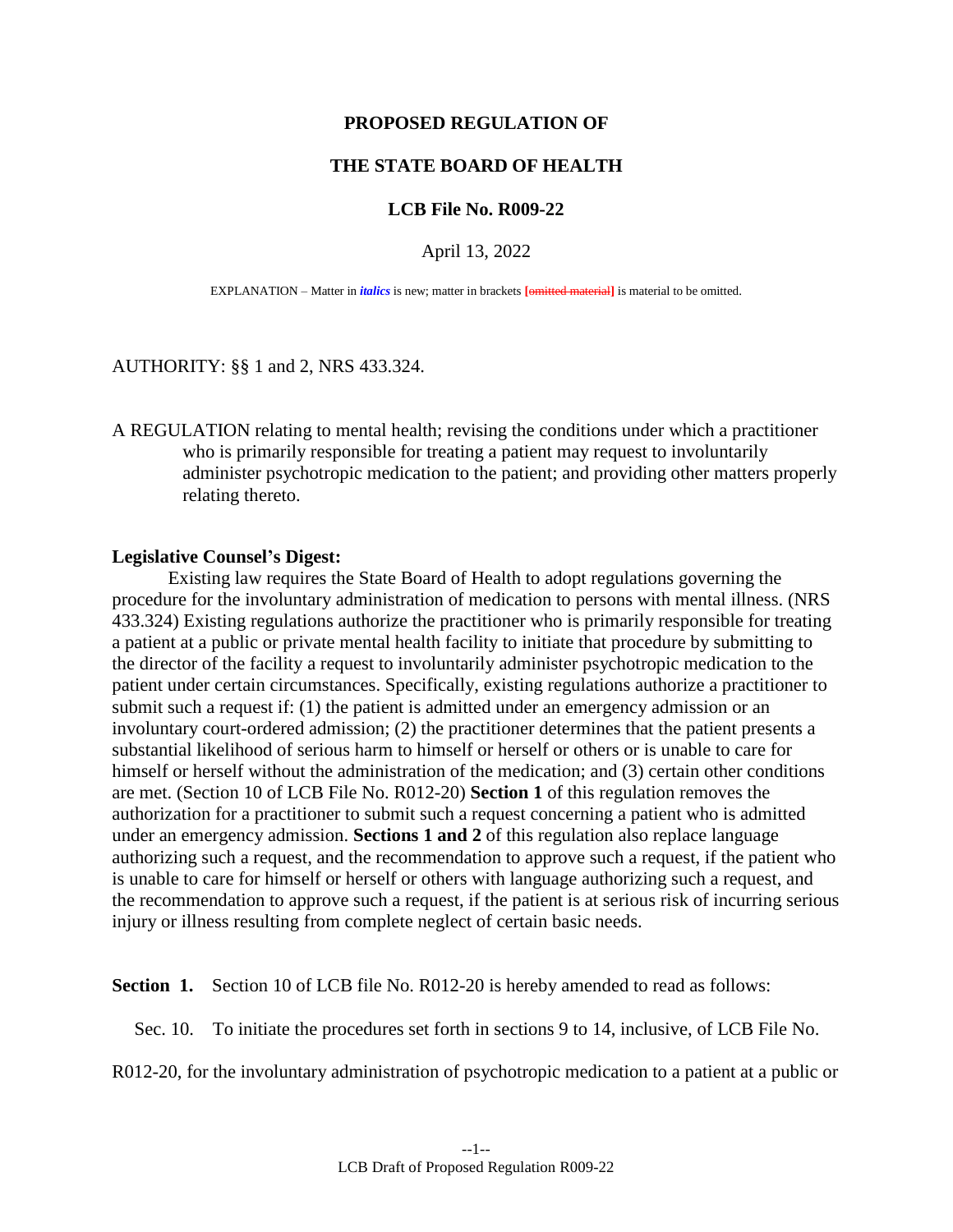**PROPOSED REGULATION OF**

**THE STATE BOARD OF HEALTH**

**LCB File No. R009-22**

April 13, 2022

EXPLANATION – Matter in *italics* is new; matter in brackets [~~omitted material~~] is material to be omitted.

AUTHORITY: §§ 1 and 2, NRS 433.324.

A REGULATION relating to mental health; revising the conditions under which a practitioner who is primarily responsible for treating a patient may request to involuntarily administer psychotropic medication to the patient; and providing other matters properly relating thereto.

**Legislative Counsel's Digest:**

Existing law requires the State Board of Health to adopt regulations governing the procedure for the involuntary administration of medication to persons with mental illness. (NRS 433.324) Existing regulations authorize the practitioner who is primarily responsible for treating a patient at a public or private mental health facility to initiate that procedure by submitting to the director of the facility a request to involuntarily administer psychotropic medication to the patient under certain circumstances. Specifically, existing regulations authorize a practitioner to submit such a request if: (1) the patient is admitted under an emergency admission or an involuntary court-ordered admission; (2) the practitioner determines that the patient presents a substantial likelihood of serious harm to himself or herself or others or is unable to care for himself or herself without the administration of the medication; and (3) certain other conditions are met. (Section 10 of LCB File No. R012-20) **Section 1** of this regulation removes the authorization for a practitioner to submit such a request concerning a patient who is admitted under an emergency admission. **Sections 1 and 2** of this regulation also replace language authorizing such a request, and the recommendation to approve such a request, if the patient who is unable to care for himself or herself or others with language authorizing such a request, and the recommendation to approve such a request, if the patient is at serious risk of incurring serious injury or illness resulting from complete neglect of certain basic needs.

**Section 1.** Section 10 of LCB file No. R012-20 is hereby amended to read as follows:

Sec. 10. To initiate the procedures set forth in sections 9 to 14, inclusive, of LCB File No. R012-20, for the involuntary administration of psychotropic medication to a patient at a public or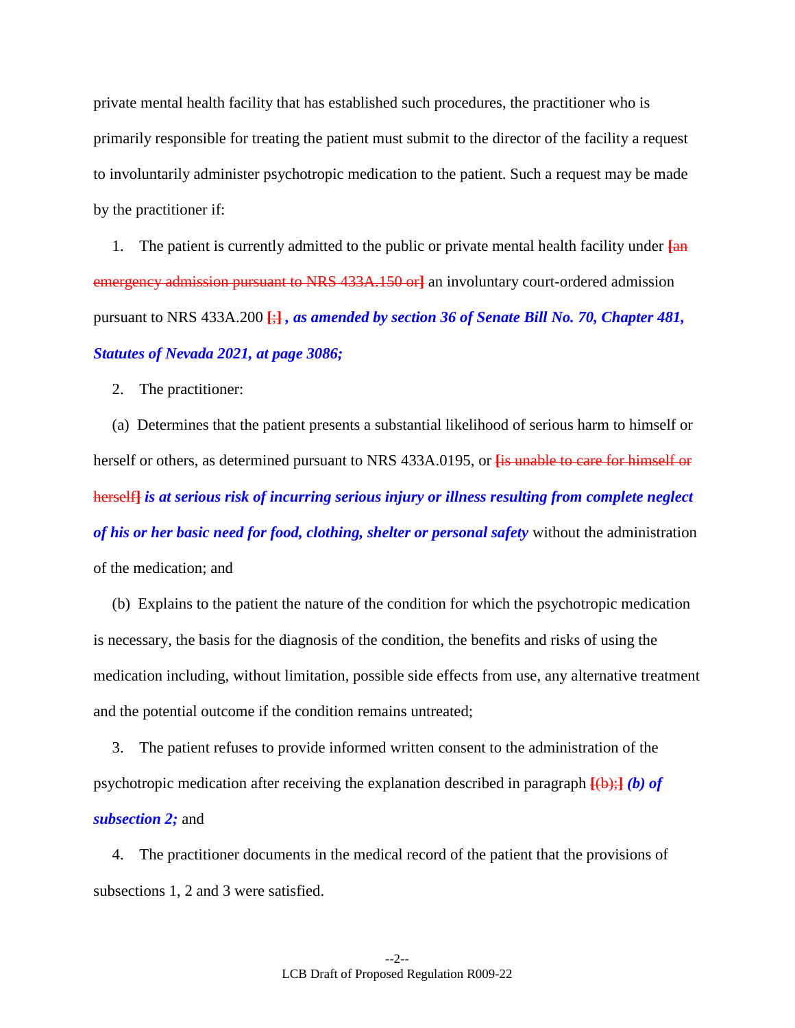private mental health facility that has established such procedures, the practitioner who is primarily responsible for treating the patient must submit to the director of the facility a request to involuntarily administer psychotropic medication to the patient. Such a request may be made by the practitioner if:

1. The patient is currently admitted to the public or private mental health facility under ~~[an emergency admission pursuant to NRS 433A.150 or]~~ an involuntary court-ordered admission pursuant to NRS 433A.200 ~~[;]~~ ***, as amended by section 36 of Senate Bill No. 70, Chapter 481, Statutes of Nevada 2021, at page 3086;***

2. The practitioner:

(a) Determines that the patient presents a substantial likelihood of serious harm to himself or herself or others, as determined pursuant to NRS 433A.0195, or ~~[is unable to care for himself or herself]~~ ***is at serious risk of incurring serious injury or illness resulting from complete neglect of his or her basic need for food, clothing, shelter or personal safety*** without the administration of the medication; and

(b) Explains to the patient the nature of the condition for which the psychotropic medication is necessary, the basis for the diagnosis of the condition, the benefits and risks of using the medication including, without limitation, possible side effects from use, any alternative treatment and the potential outcome if the condition remains untreated;

3. The patient refuses to provide informed written consent to the administration of the psychotropic medication after receiving the explanation described in paragraph ~~[(b);]~~ ***(b) of subsection 2;*** and

4. The practitioner documents in the medical record of the patient that the provisions of subsections 1, 2 and 3 were satisfied.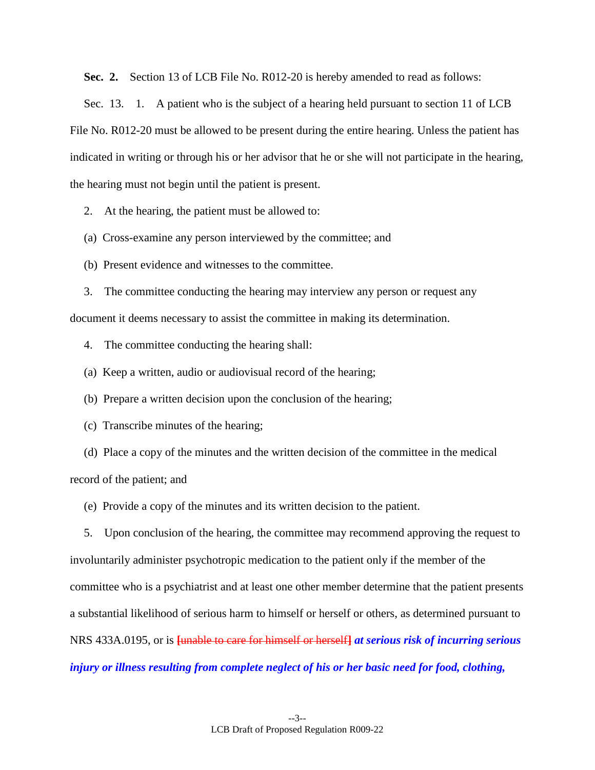**Sec. 2.** Section 13 of LCB File No. R012-20 is hereby amended to read as follows:

Sec. 13. 1. A patient who is the subject of a hearing held pursuant to section 11 of LCB File No. R012-20 must be allowed to be present during the entire hearing. Unless the patient has indicated in writing or through his or her advisor that he or she will not participate in the hearing, the hearing must not begin until the patient is present.

2. At the hearing, the patient must be allowed to:

(a) Cross-examine any person interviewed by the committee; and

(b) Present evidence and witnesses to the committee.

3. The committee conducting the hearing may interview any person or request any document it deems necessary to assist the committee in making its determination.

4. The committee conducting the hearing shall:

(a) Keep a written, audio or audiovisual record of the hearing;

(b) Prepare a written decision upon the conclusion of the hearing;

(c) Transcribe minutes of the hearing;

(d) Place a copy of the minutes and the written decision of the committee in the medical record of the patient; and

(e) Provide a copy of the minutes and its written decision to the patient.

5. Upon conclusion of the hearing, the committee may recommend approving the request to involuntarily administer psychotropic medication to the patient only if the member of the committee who is a psychiatrist and at least one other member determine that the patient presents a substantial likelihood of serious harm to himself or herself or others, as determined pursuant to NRS 433A.0195, or is **[**~~unable to care for himself or herself~~**]** ***at serious risk of incurring serious injury or illness resulting from complete neglect of his or her basic need for food, clothing,***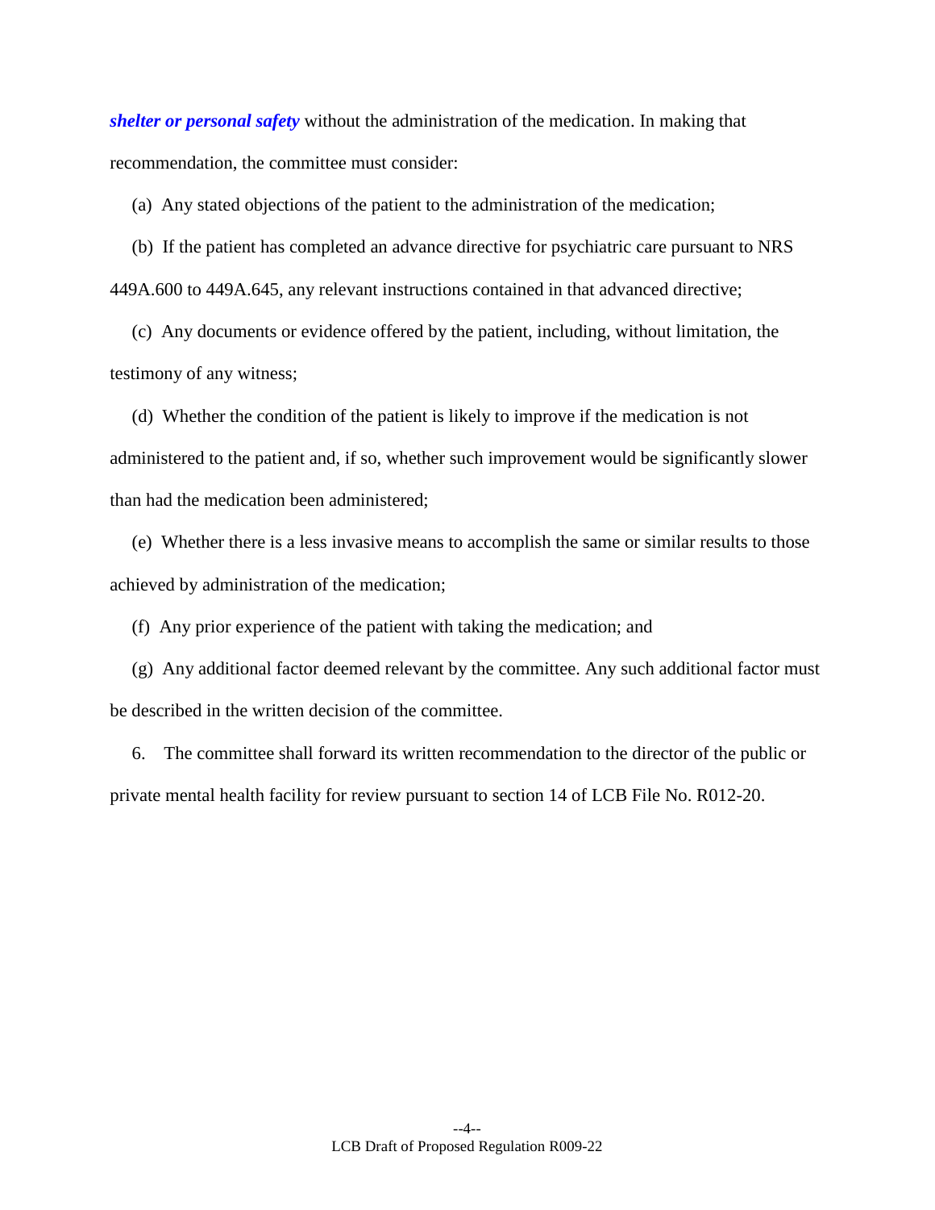***shelter or personal safety*** without the administration of the medication. In making that recommendation, the committee must consider:

(a) Any stated objections of the patient to the administration of the medication;

(b) If the patient has completed an advance directive for psychiatric care pursuant to NRS 449A.600 to 449A.645, any relevant instructions contained in that advanced directive;

(c) Any documents or evidence offered by the patient, including, without limitation, the testimony of any witness;

(d) Whether the condition of the patient is likely to improve if the medication is not administered to the patient and, if so, whether such improvement would be significantly slower than had the medication been administered;

(e) Whether there is a less invasive means to accomplish the same or similar results to those achieved by administration of the medication;

(f) Any prior experience of the patient with taking the medication; and

(g) Any additional factor deemed relevant by the committee. Any such additional factor must be described in the written decision of the committee.

6. The committee shall forward its written recommendation to the director of the public or private mental health facility for review pursuant to section 14 of LCB File No. R012-20.